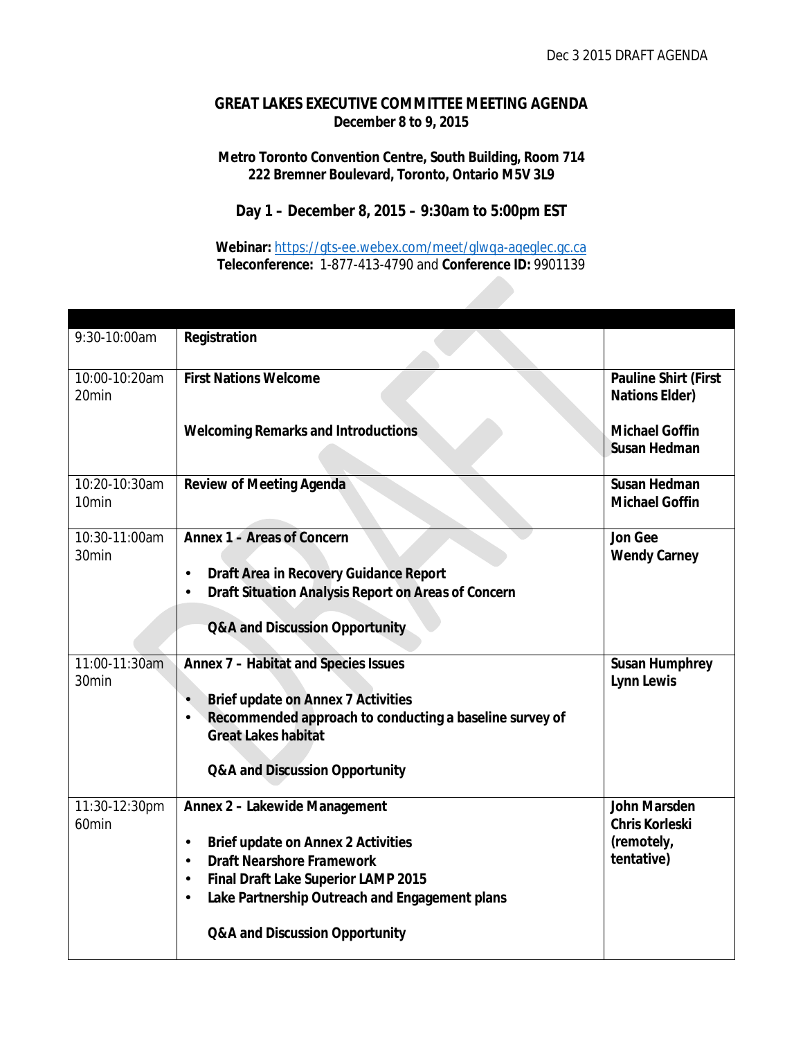Dec 3 2015 DRAFT AGENDA

# GREAT LAKES EXECUTIVE COMMITTEE MEETING AGENDA

**December 8 to 9, 2015**

**Metro Toronto Convention Centre, South Building, Room 714**
**222 Bremner Boulevard, Toronto, Ontario M5V 3L9**

## Day 1 – December 8, 2015 – 9:30am to 5:00pm EST

**Webinar:** https://gts-ee.webex.com/meet/glwqa-aqeglec.gc.ca
**Teleconference:** 1-877-413-4790 and **Conference ID:** 9901139

| | | |
|---|---|---|
| 9:30-10:00am | **Registration** | |
| 10:00-10:20am<br>20min | **First Nations Welcome**<br><br>**Welcoming Remarks and Introductions** | **Pauline Shirt (First Nations Elder)**<br><br>**Michael Goffin**<br>**Susan Hedman** |
| 10:20-10:30am<br>10min | **Review of Meeting Agenda** | **Susan Hedman**<br>**Michael Goffin** |
| 10:30-11:00am<br>30min | **Annex 1 – Areas of Concern**<br>• **Draft Area in Recovery Guidance Report**<br>• **Draft Situation Analysis Report on Areas of Concern**<br><br>**Q&A and Discussion Opportunity** | **Jon Gee**<br>**Wendy Carney** |
| 11:00-11:30am<br>30min | **Annex 7 – Habitat and Species Issues**<br>• **Brief update on Annex 7 Activities**<br>• **Recommended approach to conducting a baseline survey of Great Lakes habitat**<br><br>**Q&A and Discussion Opportunity** | **Susan Humphrey**<br>**Lynn Lewis** |
| 11:30-12:30pm<br>60min | **Annex 2 – Lakewide Management**<br>• **Brief update on Annex 2 Activities**<br>• **Draft Nearshore Framework**<br>• **Final Draft Lake Superior LAMP 2015**<br>• **Lake Partnership Outreach and Engagement plans**<br><br>**Q&A and Discussion Opportunity** | **John Marsden**<br>**Chris Korleski (remotely, tentative)** |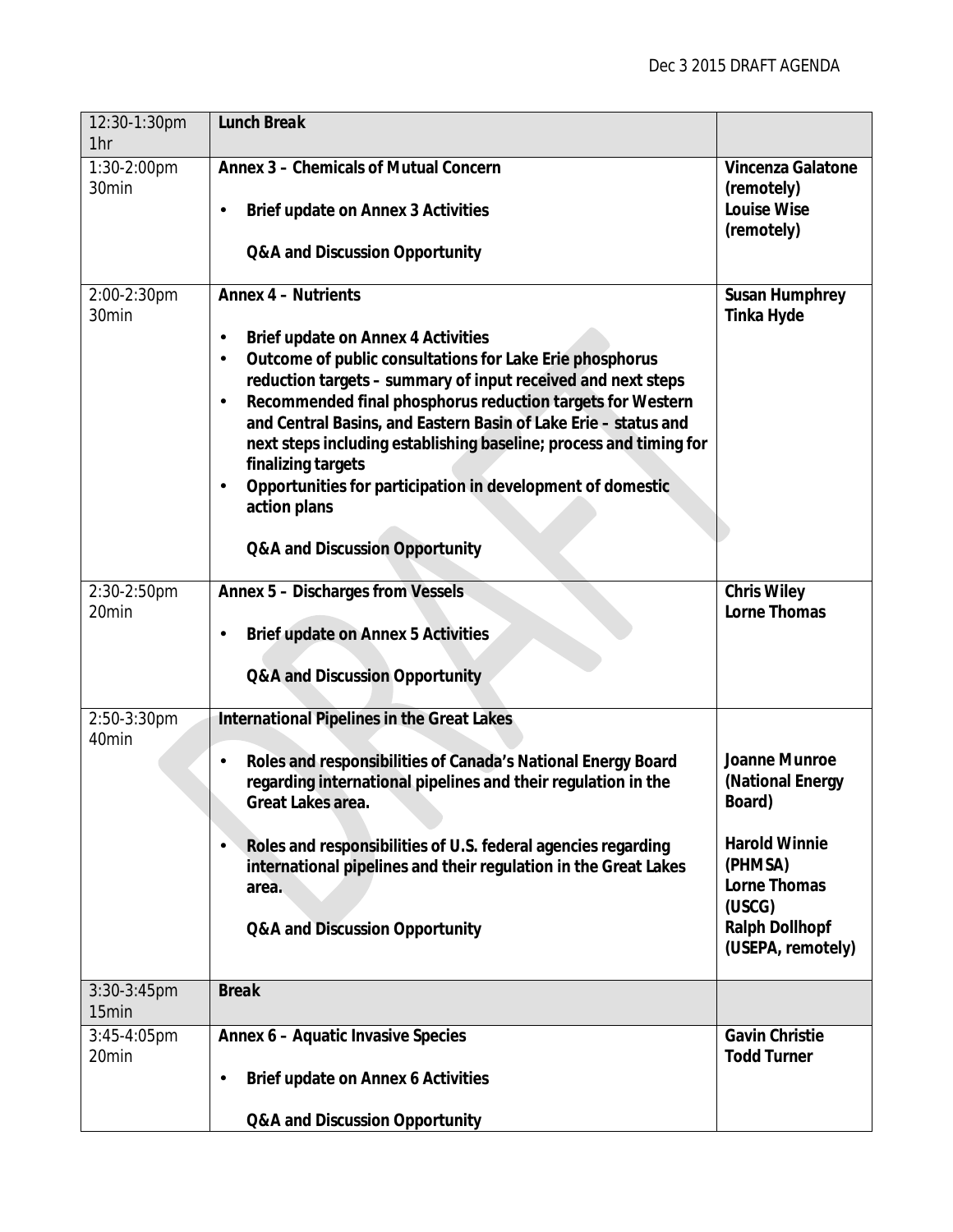| 12:30-1:30pm 1hr | ***Lunch Break*** | |
|---|---|---|
| 1:30-2:00pm 30min | **Annex 3 – Chemicals of Mutual Concern**<br><br>• **Brief update on Annex 3 Activities**<br><br>**Q&A and Discussion Opportunity** | **Vincenza Galatone (remotely)**<br>**Louise Wise (remotely)** |
| 2:00-2:30pm 30min | **Annex 4 – Nutrients**<br><br>• **Brief update on Annex 4 Activities**<br>• **Outcome of public consultations for Lake Erie phosphorus reduction targets – summary of input received and next steps**<br>• **Recommended final phosphorus reduction targets for Western and Central Basins, and Eastern Basin of Lake Erie – status and next steps including establishing baseline; process and timing for finalizing targets**<br>• **Opportunities for participation in development of domestic action plans**<br><br>**Q&A and Discussion Opportunity** | **Susan Humphrey**<br>**Tinka Hyde** |
| 2:30-2:50pm 20min | **Annex 5 – Discharges from Vessels**<br><br>• **Brief update on Annex 5 Activities**<br><br>**Q&A and Discussion Opportunity** | **Chris Wiley**<br>**Lorne Thomas** |
| 2:50-3:30pm 40min | **International Pipelines in the Great Lakes**<br><br>• **Roles and responsibilities of Canada's National Energy Board regarding international pipelines and their regulation in the Great Lakes area.**<br><br>• **Roles and responsibilities of U.S. federal agencies regarding international pipelines and their regulation in the Great Lakes area.**<br><br>**Q&A and Discussion Opportunity** | **Joanne Munroe (National Energy Board)**<br><br>**Harold Winnie (PHMSA)**<br>**Lorne Thomas (USCG)**<br>**Ralph Dollhopf (USEPA, remotely)** |
| 3:30-3:45pm 15min | ***Break*** | |
| 3:45-4:05pm 20min | **Annex 6 – Aquatic Invasive Species**<br><br>• **Brief update on Annex 6 Activities**<br><br>**Q&A and Discussion Opportunity** | **Gavin Christie**<br>**Todd Turner** |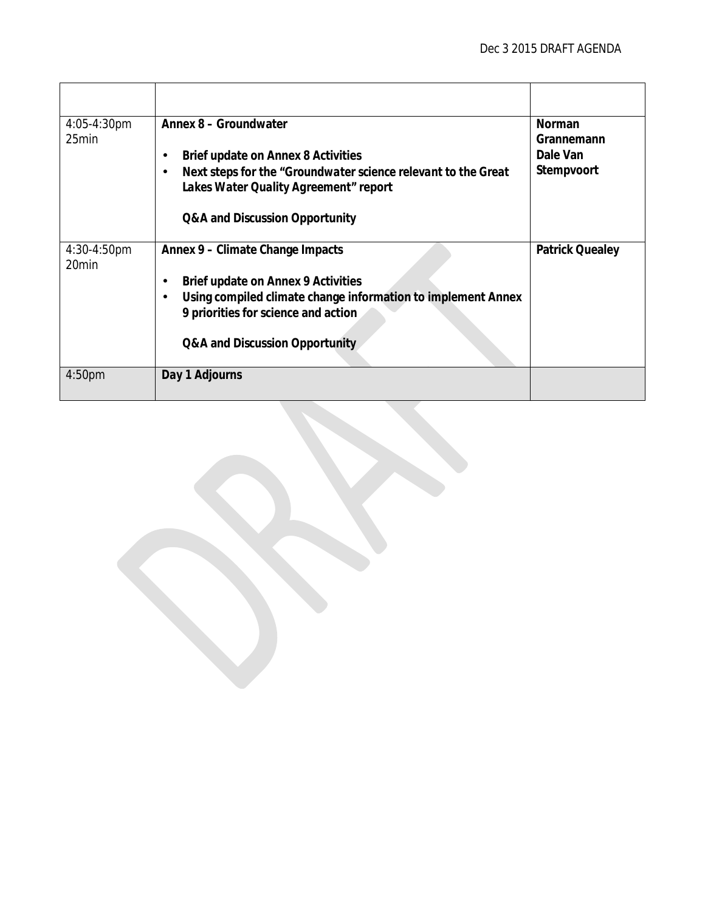| | | |
|---|---|---|
| 4:05-4:30pm 25min | **Annex 8 – Groundwater**<br><br>• **Brief update on Annex 8 Activities**<br>• **Next steps for the "Groundwater science relevant to the Great Lakes Water Quality Agreement" report**<br><br>**Q&A and Discussion Opportunity** | **Norman Grannemann Dale Van Stempvoort** |
| 4:30-4:50pm 20min | **Annex 9 – Climate Change Impacts**<br><br>• **Brief update on Annex 9 Activities**<br>• **Using compiled climate change information to implement Annex 9 priorities for science and action**<br><br>**Q&A and Discussion Opportunity** | **Patrick Quealey** |
| 4:50pm | **Day 1 Adjourns** | |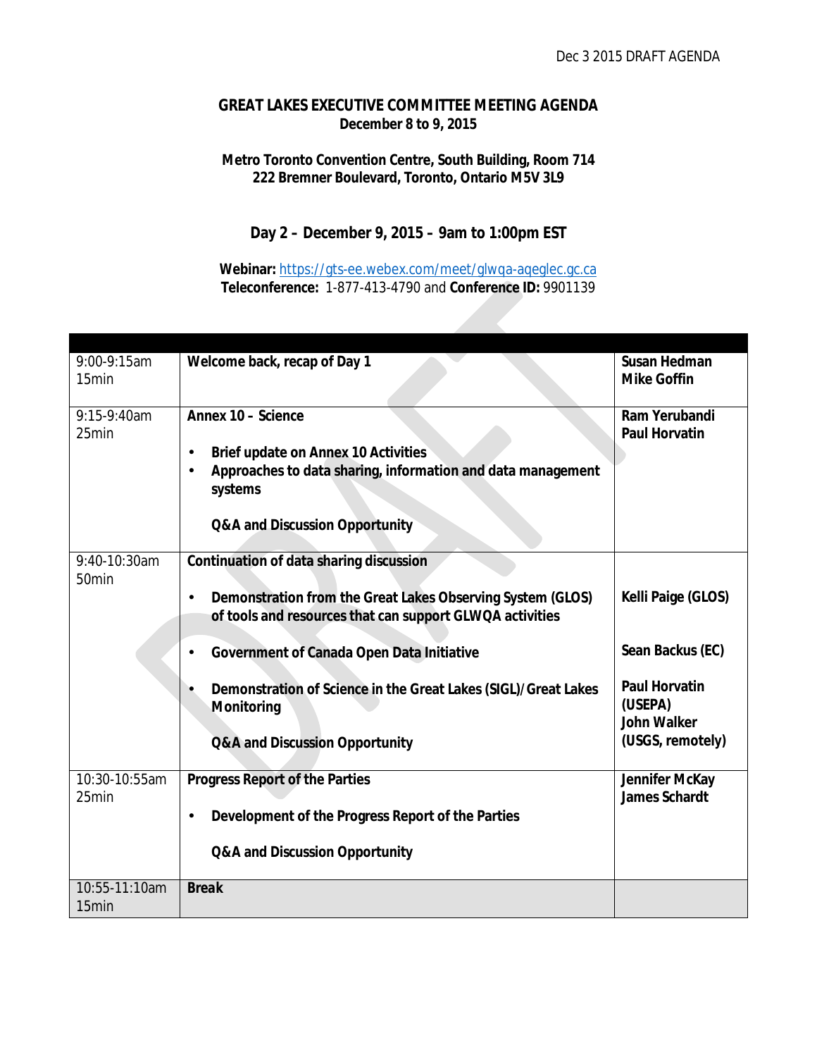Dec 3 2015 DRAFT AGENDA

**GREAT LAKES EXECUTIVE COMMITTEE MEETING AGENDA**
**December 8 to 9, 2015**

**Metro Toronto Convention Centre, South Building, Room 714**
**222 Bremner Boulevard, Toronto, Ontario M5V 3L9**

## Day 2 – December 9, 2015 – 9am to 1:00pm EST

**Webinar:** https://gts-ee.webex.com/meet/glwqa-aqeglec.gc.ca
**Teleconference:** 1-877-413-4790 and **Conference ID:** 9901139

| | | |
|---|---|---|
| 9:00-9:15am<br>15min | **Welcome back, recap of Day 1** | **Susan Hedman**<br>**Mike Goffin** |
| 9:15-9:40am<br>25min | **Annex 10 – Science**<br>• **Brief update on Annex 10 Activities**<br>• **Approaches to data sharing, information and data management systems**<br>**Q&A and Discussion Opportunity** | **Ram Yerubandi**<br>**Paul Horvatin** |
| 9:40-10:30am<br>50min | **Continuation of data sharing discussion**<br>• **Demonstration from the Great Lakes Observing System (GLOS) of tools and resources that can support GLWQA activities**<br>• **Government of Canada Open Data Initiative**<br>• **Demonstration of Science in the Great Lakes (SIGL)/Great Lakes Monitoring**<br>**Q&A and Discussion Opportunity** | **Kelli Paige (GLOS)**<br>**Sean Backus (EC)**<br>**Paul Horvatin (USEPA)**<br>**John Walker (USGS, remotely)** |
| 10:30-10:55am<br>25min | **Progress Report of the Parties**<br>• **Development of the Progress Report of the Parties**<br>**Q&A and Discussion Opportunity** | **Jennifer McKay**<br>**James Schardt** |
| 10:55-11:10am<br>15min | ***Break*** | |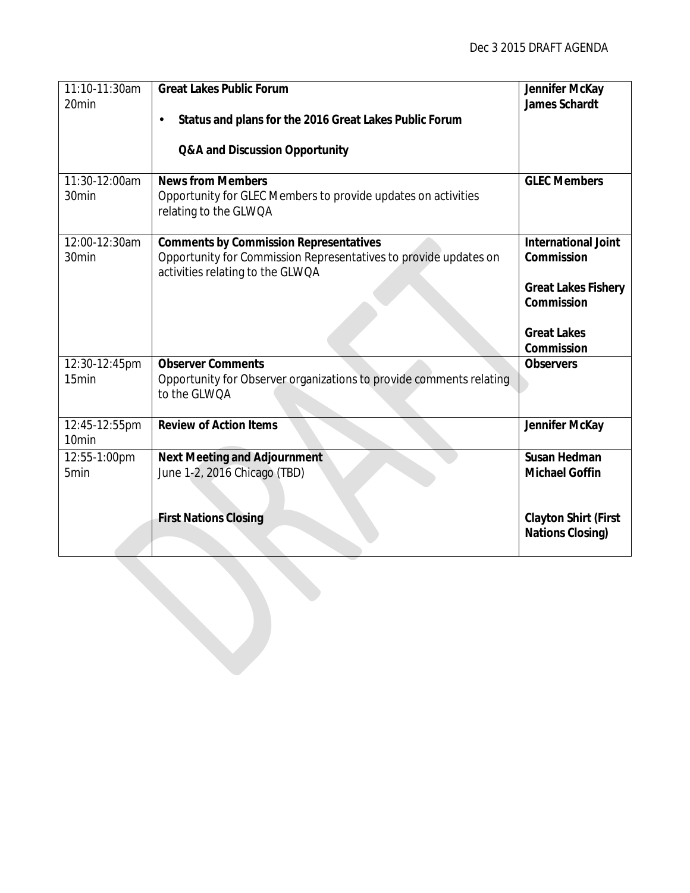| | | |
|---|---|---|
| 11:10-11:30am<br>20min | **Great Lakes Public Forum**<br>• **Status and plans for the 2016 Great Lakes Public Forum**<br>**Q&A and Discussion Opportunity** | **Jennifer McKay**<br>**James Schardt** |
| 11:30-12:00am<br>30min | **News from Members**<br>Opportunity for GLEC Members to provide updates on activities relating to the GLWQA | **GLEC Members** |
| 12:00-12:30am<br>30min | **Comments by Commission Representatives**<br>Opportunity for Commission Representatives to provide updates on activities relating to the GLWQA | **International Joint Commission**<br>**Great Lakes Fishery Commission**<br>**Great Lakes Commission** |
| 12:30-12:45pm<br>15min | **Observer Comments**<br>Opportunity for Observer organizations to provide comments relating to the GLWQA | **Observers** |
| 12:45-12:55pm<br>10min | **Review of Action Items** | **Jennifer McKay** |
| 12:55-1:00pm<br>5min | **Next Meeting and Adjournment**<br>June 1-2, 2016 Chicago (TBD)<br>**First Nations Closing** | **Susan Hedman**<br>**Michael Goffin**<br>**Clayton Shirt (First Nations Closing)** |